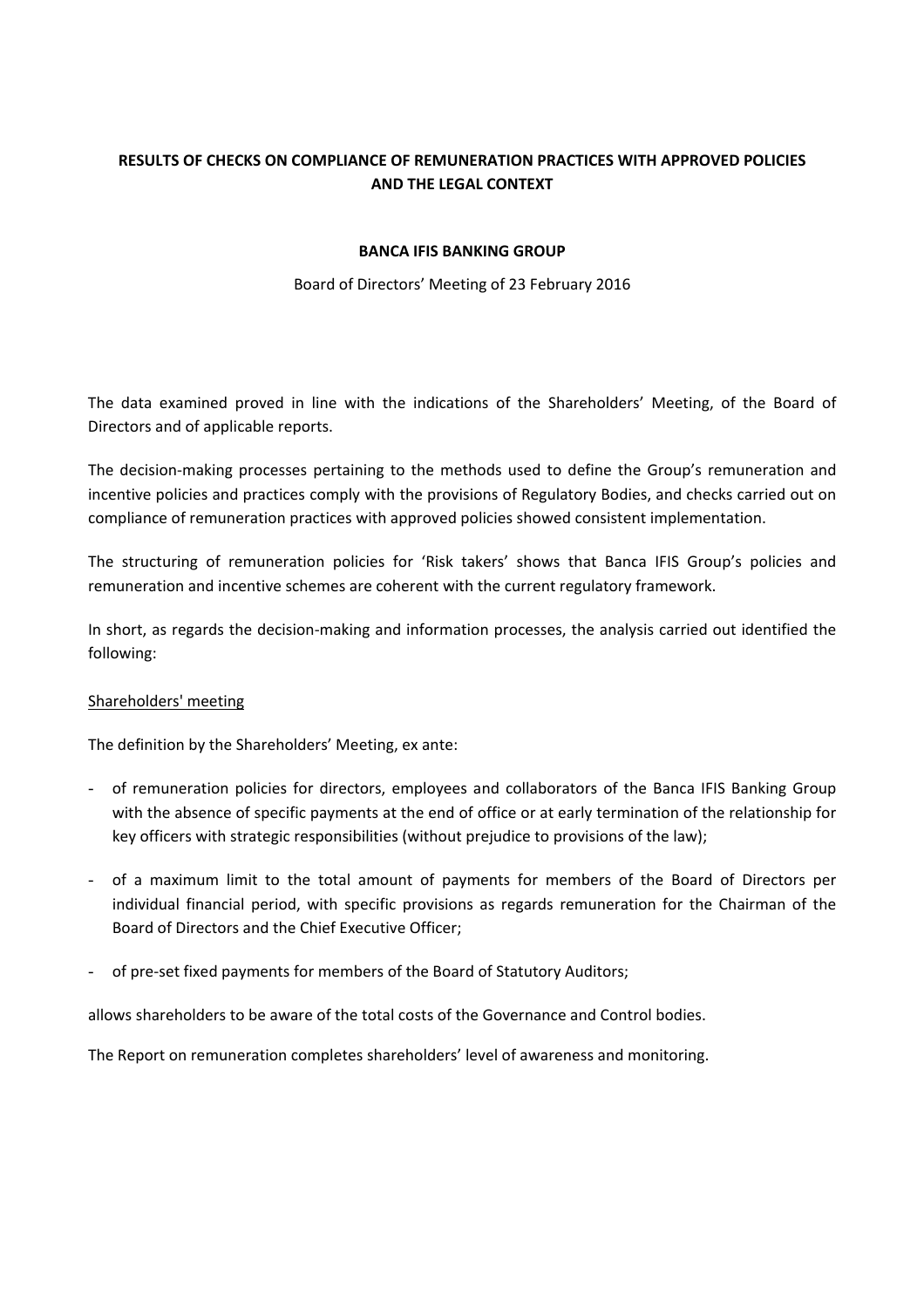**RESULTS OF CHECKS ON COMPLIANCE OF REMUNERATION PRACTICES WITH APPROVED POLICIES AND THE LEGAL CONTEXT**

**BANCA IFIS BANKING GROUP**

Board of Directors' Meeting of 23 February 2016

The data examined proved in line with the indications of the Shareholders' Meeting, of the Board of Directors and of applicable reports.

The decision-making processes pertaining to the methods used to define the Group's remuneration and incentive policies and practices comply with the provisions of Regulatory Bodies, and checks carried out on compliance of remuneration practices with approved policies showed consistent implementation.

The structuring of remuneration policies for 'Risk takers' shows that Banca IFIS Group's policies and remuneration and incentive schemes are coherent with the current regulatory framework.

In short, as regards the decision-making and information processes, the analysis carried out identified the following:

<u>Shareholders' meeting</u>

The definition by the Shareholders' Meeting, ex ante:

- of remuneration policies for directors, employees and collaborators of the Banca IFIS Banking Group with the absence of specific payments at the end of office or at early termination of the relationship for key officers with strategic responsibilities (without prejudice to provisions of the law);
- of a maximum limit to the total amount of payments for members of the Board of Directors per individual financial period, with specific provisions as regards remuneration for the Chairman of the Board of Directors and the Chief Executive Officer;
- of pre-set fixed payments for members of the Board of Statutory Auditors;

allows shareholders to be aware of the total costs of the Governance and Control bodies.

The Report on remuneration completes shareholders' level of awareness and monitoring.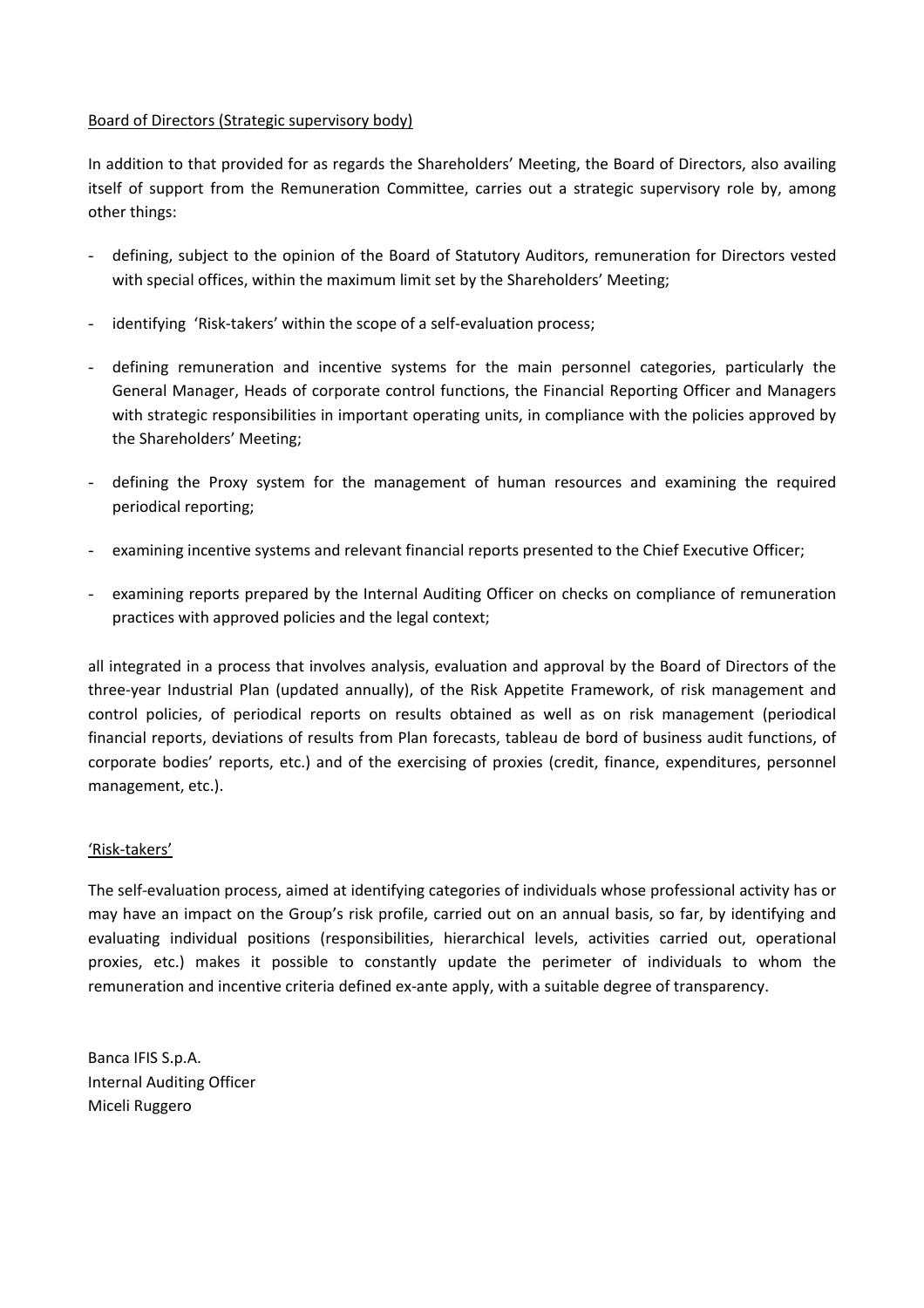Board of Directors (Strategic supervisory body)

In addition to that provided for as regards the Shareholders' Meeting, the Board of Directors, also availing itself of support from the Remuneration Committee, carries out a strategic supervisory role by, among other things:

- defining, subject to the opinion of the Board of Statutory Auditors, remuneration for Directors vested with special offices, within the maximum limit set by the Shareholders' Meeting;
- identifying 'Risk-takers' within the scope of a self-evaluation process;
- defining remuneration and incentive systems for the main personnel categories, particularly the General Manager, Heads of corporate control functions, the Financial Reporting Officer and Managers with strategic responsibilities in important operating units, in compliance with the policies approved by the Shareholders' Meeting;
- defining the Proxy system for the management of human resources and examining the required periodical reporting;
- examining incentive systems and relevant financial reports presented to the Chief Executive Officer;
- examining reports prepared by the Internal Auditing Officer on checks on compliance of remuneration practices with approved policies and the legal context;

all integrated in a process that involves analysis, evaluation and approval by the Board of Directors of the three-year Industrial Plan (updated annually), of the Risk Appetite Framework, of risk management and control policies, of periodical reports on results obtained as well as on risk management (periodical financial reports, deviations of results from Plan forecasts, tableau de bord of business audit functions, of corporate bodies' reports, etc.) and of the exercising of proxies (credit, finance, expenditures, personnel management, etc.).

'Risk-takers'

The self-evaluation process, aimed at identifying categories of individuals whose professional activity has or may have an impact on the Group's risk profile, carried out on an annual basis, so far, by identifying and evaluating individual positions (responsibilities, hierarchical levels, activities carried out, operational proxies, etc.) makes it possible to constantly update the perimeter of individuals to whom the remuneration and incentive criteria defined ex-ante apply, with a suitable degree of transparency.

Banca IFIS S.p.A.
Internal Auditing Officer
Miceli Ruggero